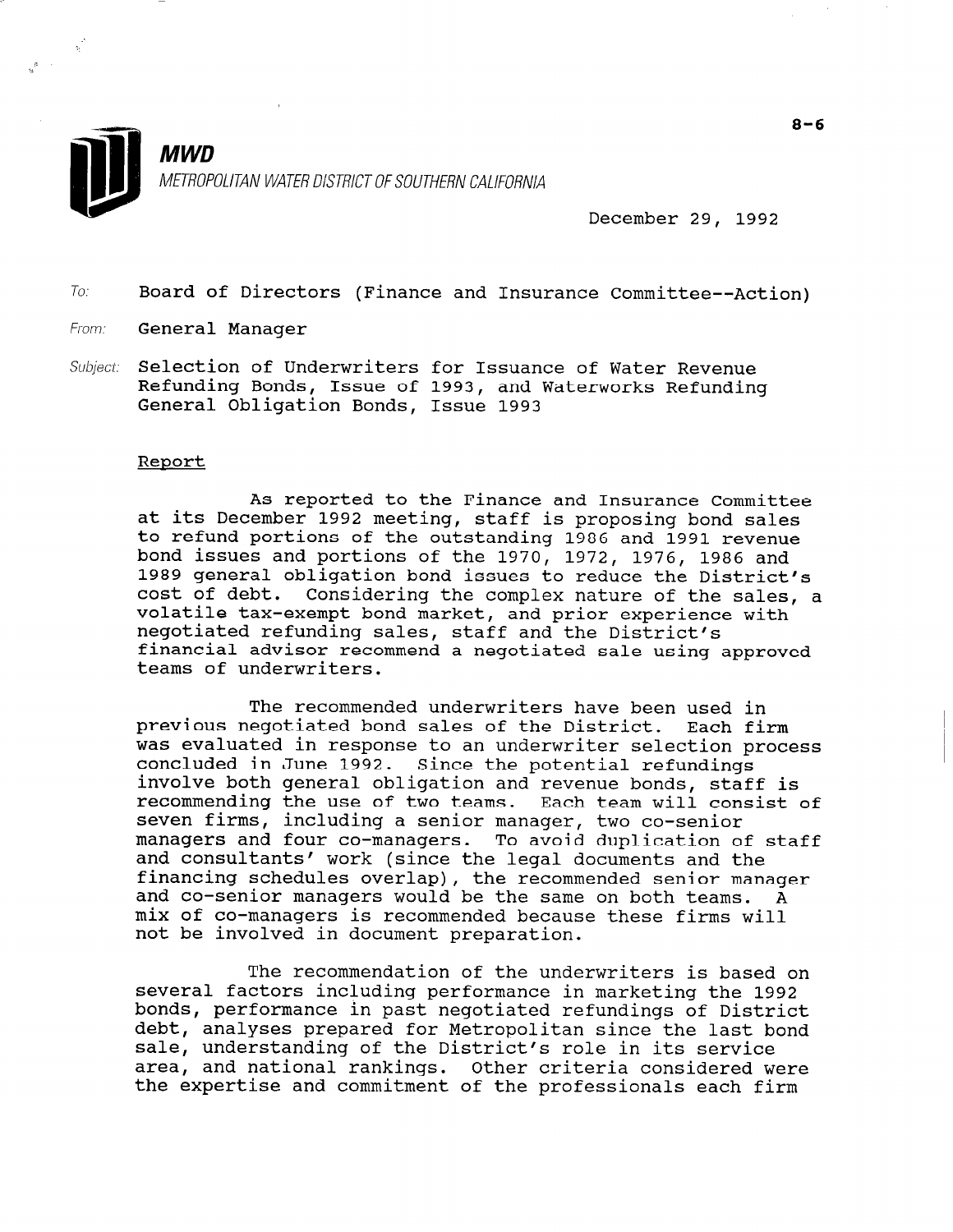**MWD**

METROPOLITAN WATER DISTRICT OF SOUTHERN CALIFORNIA

8-6

December 29, 1992

To: Board of Directors (Finance and Insurance Committee--Action)

From: General Manager

Subject: Selection of Underwriters for Issuance of Water Revenue Refunding Bonds, Issue of 1993, and Waterworks Refunding General Obligation Bonds, Issue 1993

## Report

As reported to the Finance and Insurance Committee at its December 1992 meeting, staff is proposing bond sales to refund portions of the outstanding 1986 and 1991 revenue bond issues and portions of the 1970, 1972, 1976, 1986 and 1989 general obligation bond issues to reduce the District's cost of debt. Considering the complex nature of the sales, a volatile tax-exempt bond market, and prior experience with negotiated refunding sales, staff and the District's financial advisor recommend a negotiated sale using approved teams of underwriters.

The recommended underwriters have been used in previous negotiated bond sales of the District. Each firm was evaluated in response to an underwriter selection process concluded in June 1992. Since the potential refundings involve both general obligation and revenue bonds, staff is recommending the use of two teams. Each team will consist of seven firms, including a senior manager, two co-senior managers and four co-managers. To avoid duplication of staff and consultants' work (since the legal documents and the financing schedules overlap), the recommended senior manager and co-senior managers would be the same on both teams. A mix of co-managers is recommended because these firms will not be involved in document preparation.

The recommendation of the underwriters is based on several factors including performance in marketing the 1992 bonds, performance in past negotiated refundings of District debt, analyses prepared for Metropolitan since the last bond sale, understanding of the District's role in its service area, and national rankings. Other criteria considered were the expertise and commitment of the professionals each firm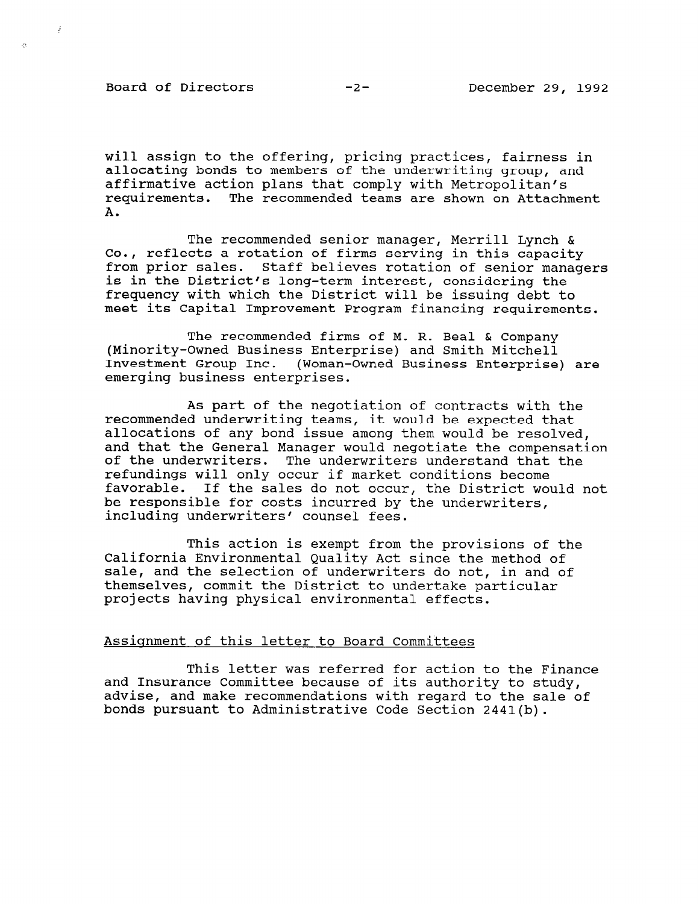will assign to the offering, pricing practices, fairness in allocating bonds to members of the underwriting group, and affirmative action plans that comply with Metropolitan's requirements. The recommended teams are shown on Attachment A.

The recommended senior manager, Merrill Lynch & Co., reflects a rotation of firms serving in this capacity from prior sales. Staff believes rotation of senior managers is in the District's long-term interest, considering the frequency with which the District will be issuing debt to meet its Capital Improvement Program financing requirements.

The recommended firms of M. R. Beal & Company (Minority-Owned Business Enterprise) and Smith Mitchell Investment Group Inc. (Woman-Owned Business Enterprise) are emerging business enterprises.

As part of the negotiation of contracts with the recommended underwriting teams, it would be expected that allocations of any bond issue among them would be resolved, and that the General Manager would negotiate the compensation of the underwriters. The underwriters understand that the refundings will only occur if market conditions become favorable. If the sales do not occur, the District would not be responsible for costs incurred by the underwriters, including underwriters' counsel fees.

This action is exempt from the provisions of the California Environmental Quality Act since the method of sale, and the selection of underwriters do not, in and of themselves, commit the District to undertake particular projects having physical environmental effects.

## Assignment of this letter to Board Committees

This letter was referred for action to the Finance and Insurance Committee because of its authority to study, advise, and make recommendations with regard to the sale of bonds pursuant to Administrative Code Section 2441(b).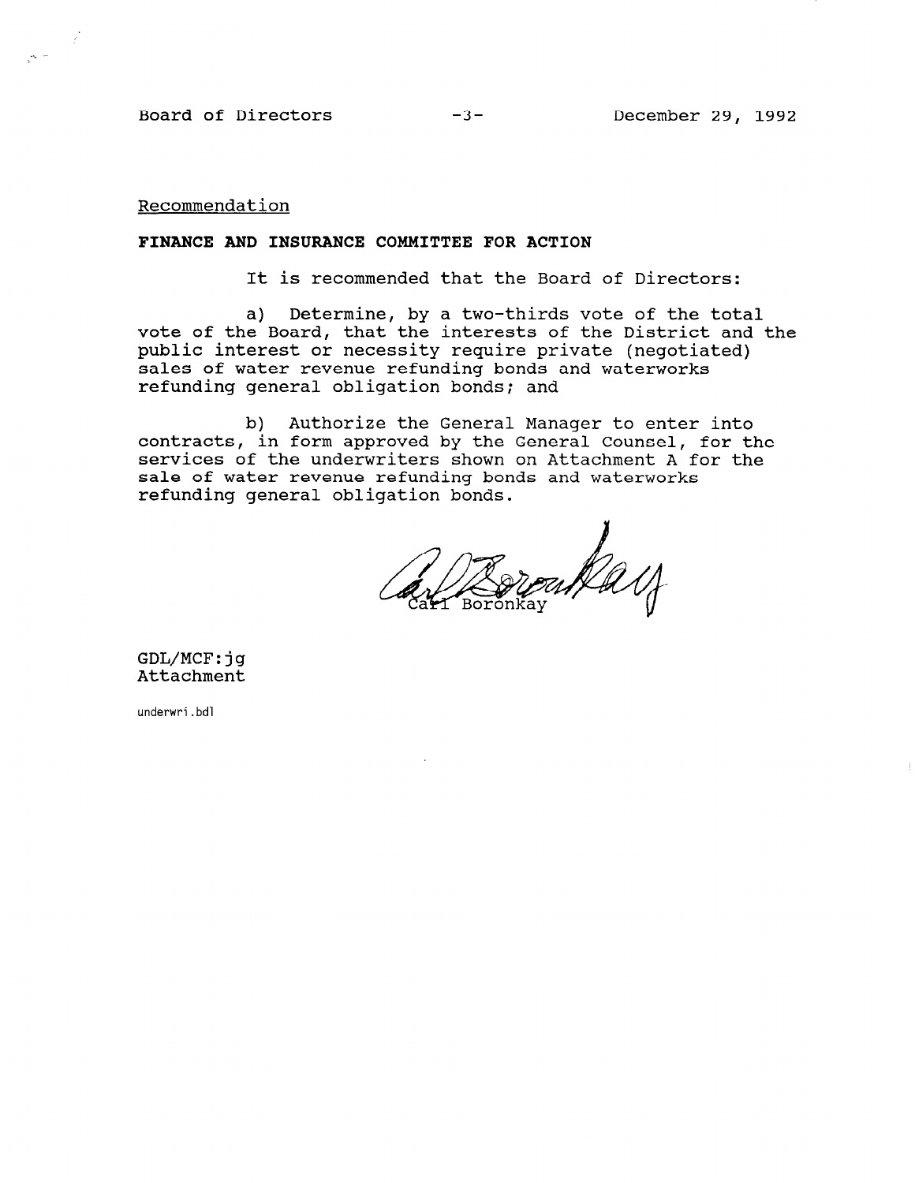Recommendation

**FINANCE AND INSURANCE COMMITTEE FOR ACTION**

It is recommended that the Board of Directors:

a) Determine, by a two-thirds vote of the total vote of the Board, that the interests of the District and the public interest or necessity require private (negotiated) sales of water revenue refunding bonds and waterworks refunding general obligation bonds; and

b) Authorize the General Manager to enter into contracts, in form approved by the General Counsel, for the services of the underwriters shown on Attachment A for the sale of water revenue refunding bonds and waterworks refunding general obligation bonds.

Carl Boronkay

GDL/MCF:jg
Attachment

underwri.bdl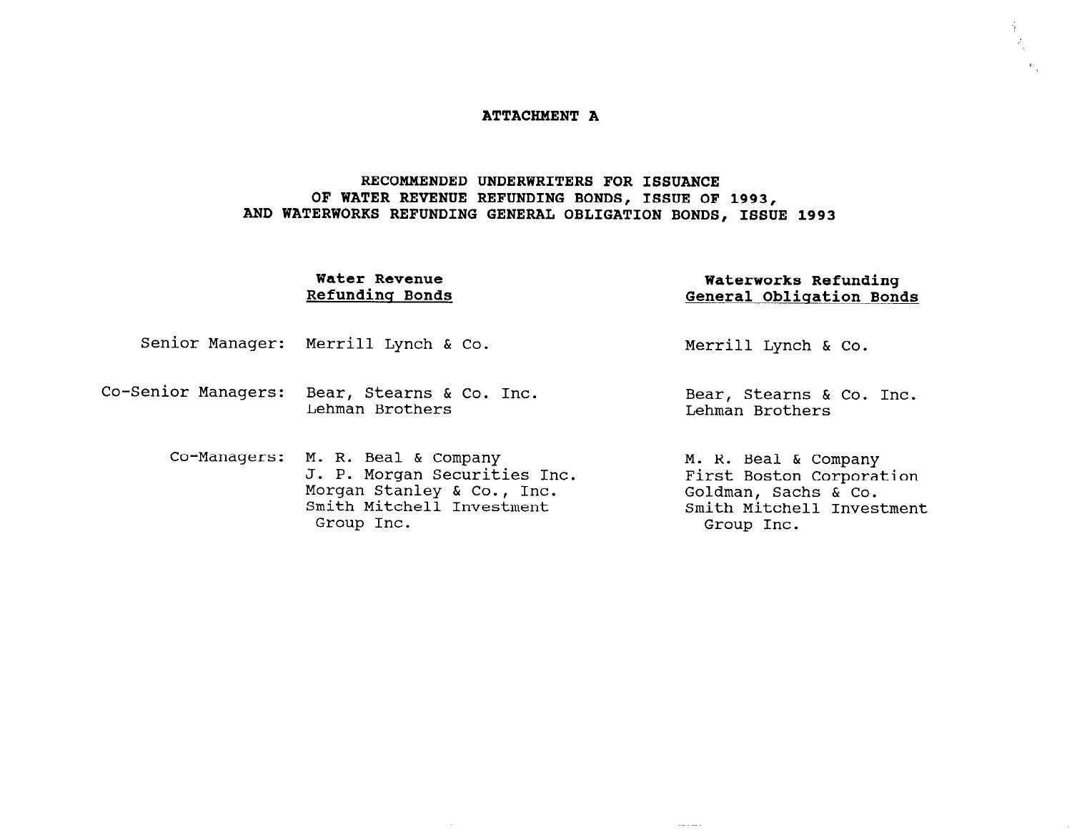# ATTACHMENT A

## RECOMMENDED UNDERWRITERS FOR ISSUANCE OF WATER REVENUE REFUNDING BONDS, ISSUE OF 1993, AND WATERWORKS REFUNDING GENERAL OBLIGATION BONDS, ISSUE 1993

| | Water Revenue Refunding Bonds | Waterworks Refunding General Obligation Bonds |
|---|---|---|
| Senior Manager: | Merrill Lynch & Co. | Merrill Lynch & Co. |
| Co-Senior Managers: | Bear, Stearns & Co. Inc.<br>Lehman Brothers | Bear, Stearns & Co. Inc.<br>Lehman Brothers |
| Co-Managers: | M. R. Beal & Company<br>J. P. Morgan Securities Inc.<br>Morgan Stanley & Co., Inc.<br>Smith Mitchell Investment Group Inc. | M. R. Beal & Company<br>First Boston Corporation<br>Goldman, Sachs & Co.<br>Smith Mitchell Investment Group Inc. |